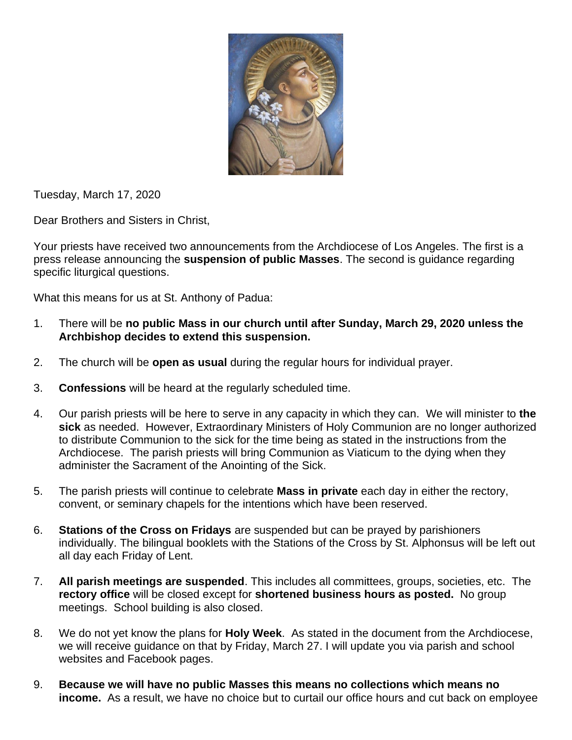Tuesday, March 17, 2020

Dear Brothers and Sisters in Christ,

Your priests have received two announcements from the Archdiocese of Los Angeles. The first is a press release announcing the **suspension of public Masses**. The second is guidance regarding specific liturgical questions.

What this means for us at St. Anthony of Padua:

1. There will be **no public Mass in our church until after Sunday, March 29, 2020 unless the Archbishop decides to extend this suspension.**

2. The church will be **open as usual** during the regular hours for individual prayer.

3. **Confessions** will be heard at the regularly scheduled time.

4. Our parish priests will be here to serve in any capacity in which they can. We will minister to **the sick** as needed. However, Extraordinary Ministers of Holy Communion are no longer authorized to distribute Communion to the sick for the time being as stated in the instructions from the Archdiocese. The parish priests will bring Communion as Viaticum to the dying when they administer the Sacrament of the Anointing of the Sick.

5. The parish priests will continue to celebrate **Mass in private** each day in either the rectory, convent, or seminary chapels for the intentions which have been reserved.

6. **Stations of the Cross on Fridays** are suspended but can be prayed by parishioners individually. The bilingual booklets with the Stations of the Cross by St. Alphonsus will be left out all day each Friday of Lent.

7. **All parish meetings are suspended**. This includes all committees, groups, societies, etc. The **rectory office** will be closed except for **shortened business hours as posted.** No group meetings. School building is also closed.

8. We do not yet know the plans for **Holy Week**. As stated in the document from the Archdiocese, we will receive guidance on that by Friday, March 27. I will update you via parish and school websites and Facebook pages.

9. **Because we will have no public Masses this means no collections which means no income.** As a result, we have no choice but to curtail our office hours and cut back on employee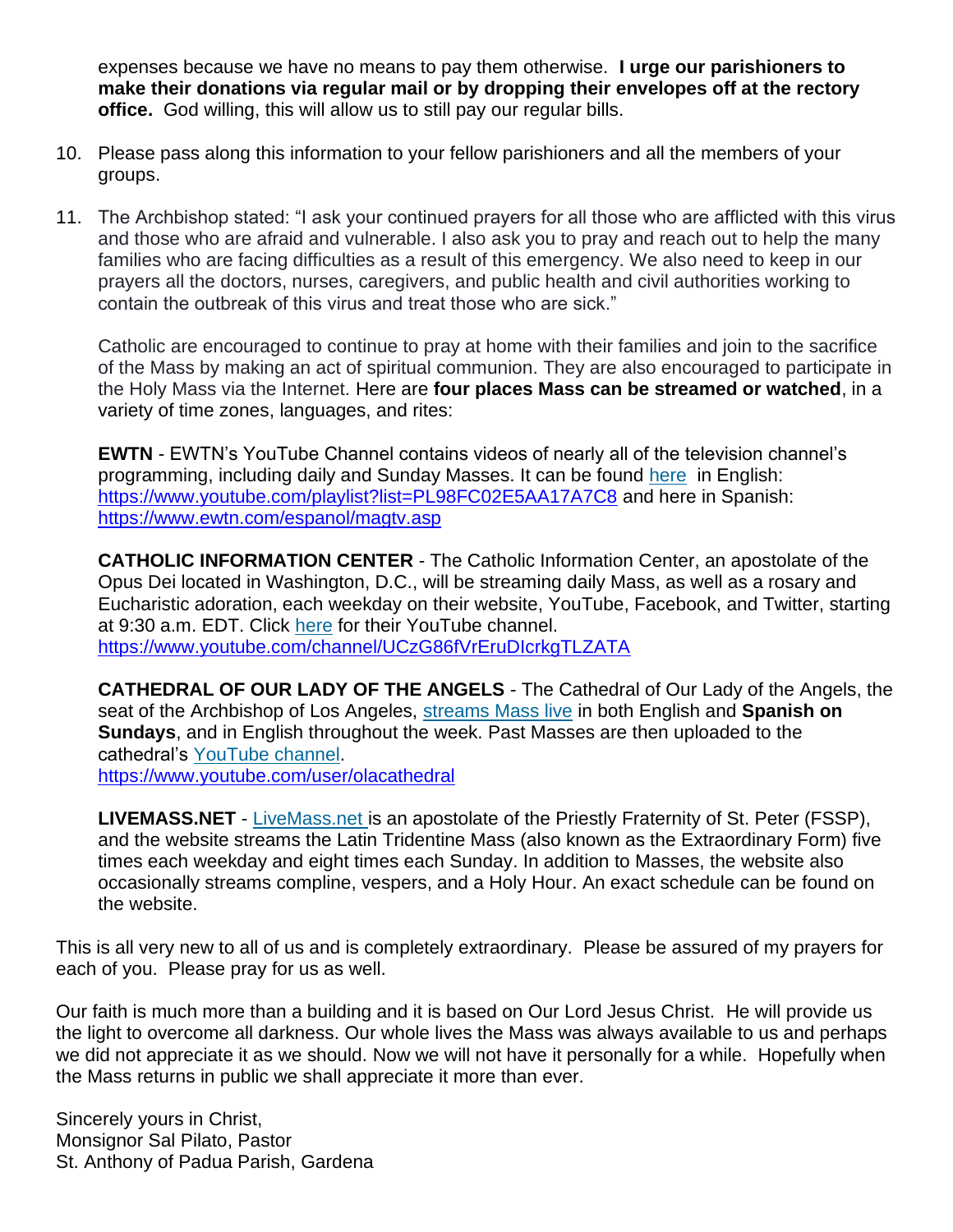expenses because we have no means to pay them otherwise. **I urge our parishioners to make their donations via regular mail or by dropping their envelopes off at the rectory office.** God willing, this will allow us to still pay our regular bills.

10. Please pass along this information to your fellow parishioners and all the members of your groups.

11. The Archbishop stated: "I ask your continued prayers for all those who are afflicted with this virus and those who are afraid and vulnerable. I also ask you to pray and reach out to help the many families who are facing difficulties as a result of this emergency. We also need to keep in our prayers all the doctors, nurses, caregivers, and public health and civil authorities working to contain the outbreak of this virus and treat those who are sick."

    Catholic are encouraged to continue to pray at home with their families and join to the sacrifice of the Mass by making an act of spiritual communion. They are also encouraged to participate in the Holy Mass via the Internet. Here are **four places Mass can be streamed or watched**, in a variety of time zones, languages, and rites:

    **EWTN** - EWTN's YouTube Channel contains videos of nearly all of the television channel's programming, including daily and Sunday Masses. It can be found here in English: https://www.youtube.com/playlist?list=PL98FC02E5AA17A7C8 and here in Spanish: https://www.ewtn.com/espanol/magtv.asp

    **CATHOLIC INFORMATION CENTER** - The Catholic Information Center, an apostolate of the Opus Dei located in Washington, D.C., will be streaming daily Mass, as well as a rosary and Eucharistic adoration, each weekday on their website, YouTube, Facebook, and Twitter, starting at 9:30 a.m. EDT. Click here for their YouTube channel. https://www.youtube.com/channel/UCzG86fVrEruDIcrkgTLZATA

    **CATHEDRAL OF OUR LADY OF THE ANGELS** - The Cathedral of Our Lady of the Angels, the seat of the Archbishop of Los Angeles, streams Mass live in both English and **Spanish on Sundays**, and in English throughout the week. Past Masses are then uploaded to the cathedral's YouTube channel.
    https://www.youtube.com/user/olacathedral

    **LIVEMASS.NET** - LiveMass.net is an apostolate of the Priestly Fraternity of St. Peter (FSSP), and the website streams the Latin Tridentine Mass (also known as the Extraordinary Form) five times each weekday and eight times each Sunday. In addition to Masses, the website also occasionally streams compline, vespers, and a Holy Hour. An exact schedule can be found on the website.

This is all very new to all of us and is completely extraordinary. Please be assured of my prayers for each of you. Please pray for us as well.

Our faith is much more than a building and it is based on Our Lord Jesus Christ. He will provide us the light to overcome all darkness. Our whole lives the Mass was always available to us and perhaps we did not appreciate it as we should. Now we will not have it personally for a while. Hopefully when the Mass returns in public we shall appreciate it more than ever.

Sincerely yours in Christ,
Monsignor Sal Pilato, Pastor
St. Anthony of Padua Parish, Gardena